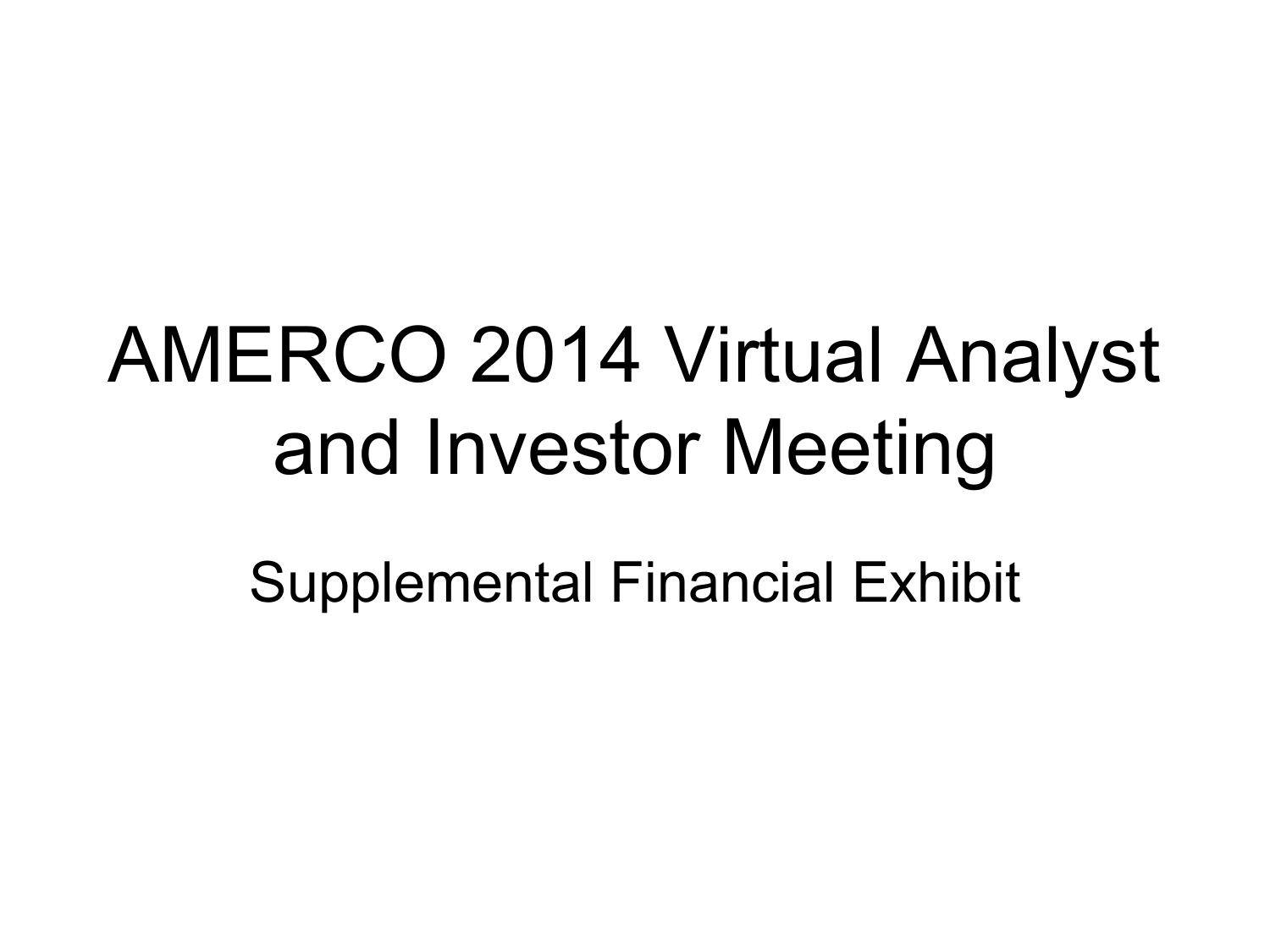# AMERCO 2014 Virtual Analyst and Investor Meeting

Supplemental Financial Exhibit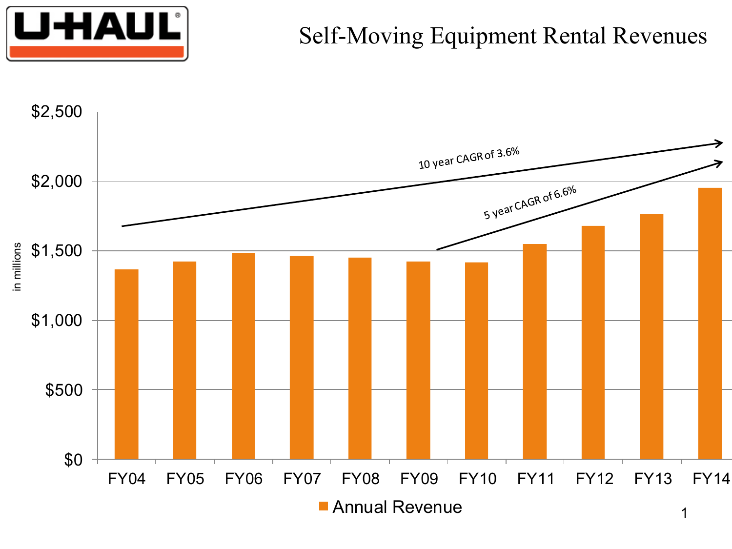# Self-Moving Equipment Rental Revenues

in millions

| | FY04 | FY05 | FY06 | FY07 | FY08 | FY09 | FY10 | FY11 | FY12 | FY13 | FY14 |
|---|---|---|---|---|---|---|---|---|---|---|---|

$2,500
$2,000
$1,500
$1,000
$500
$0

10 year CAGR of 3.6%

5 year CAGR of 6.6%

Annual Revenue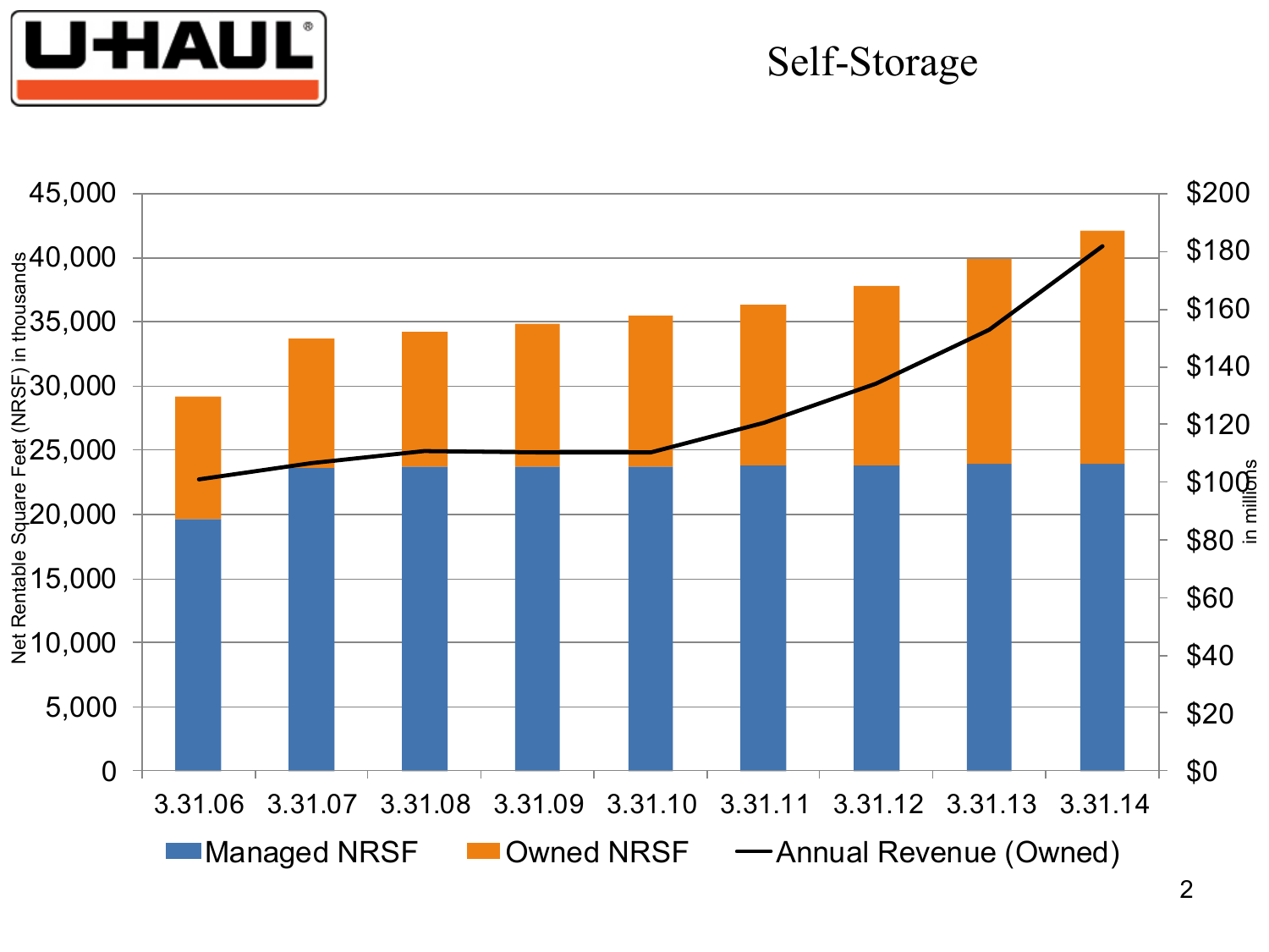# Self-Storage

Net Rentable Square Feet (NRSF) in thousands

| | 3.31.06 | 3.31.07 | 3.31.08 | 3.31.09 | 3.31.10 | 3.31.11 | 3.31.12 | 3.31.13 | 3.31.14 |
|---|---|---|---|---|---|---|---|---|---|

Left axis: 0, 5,000, 10,000, 15,000, 20,000, 25,000, 30,000, 35,000, 40,000, 45,000

Right axis (in millions): $0, $20, $40, $60, $80, $100, $120, $140, $160, $180, $200

Managed NRSF | Owned NRSF | Annual Revenue (Owned)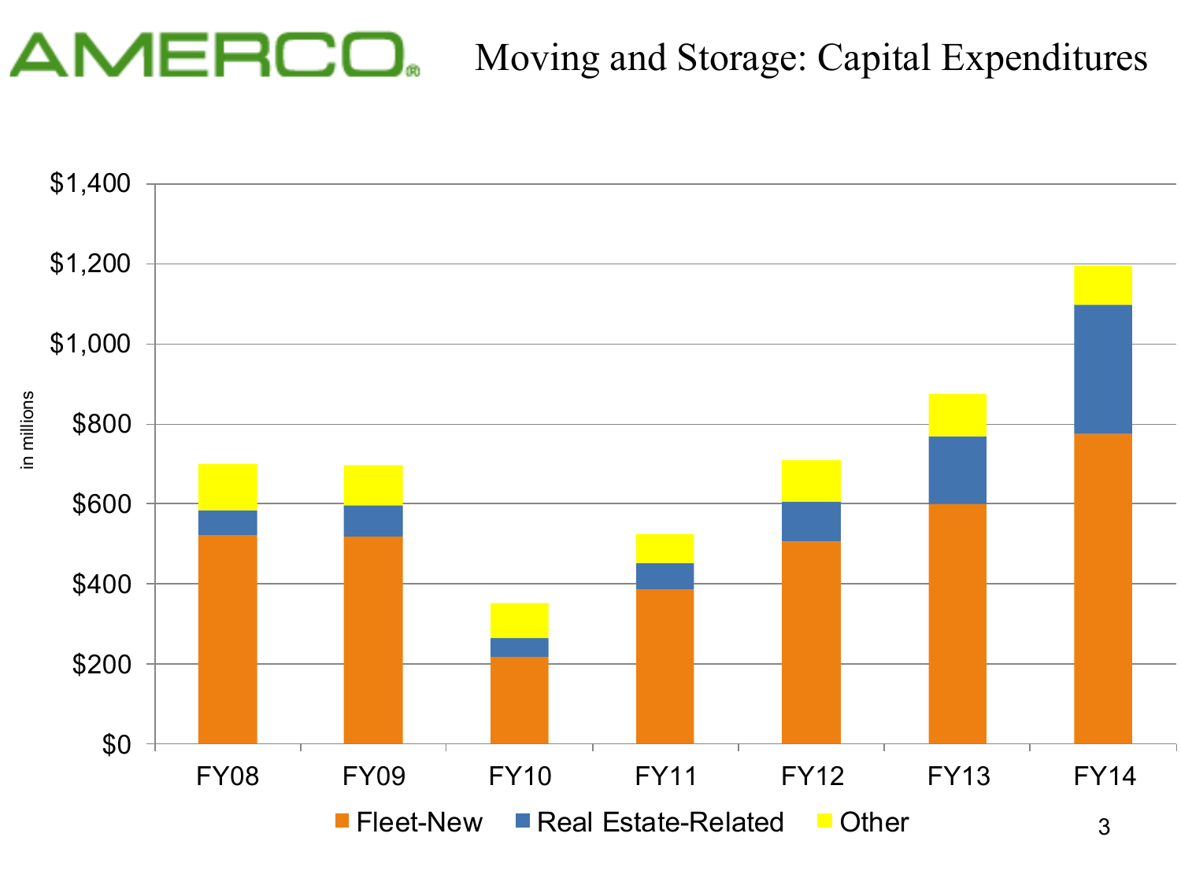# Moving and Storage: Capital Expenditures

in millions

$1,400
$1,200
$1,000
$800
$600
$400
$200
$0

FY08 FY09 FY10 FY11 FY12 FY13 FY14

Fleet-New | Real Estate-Related | Other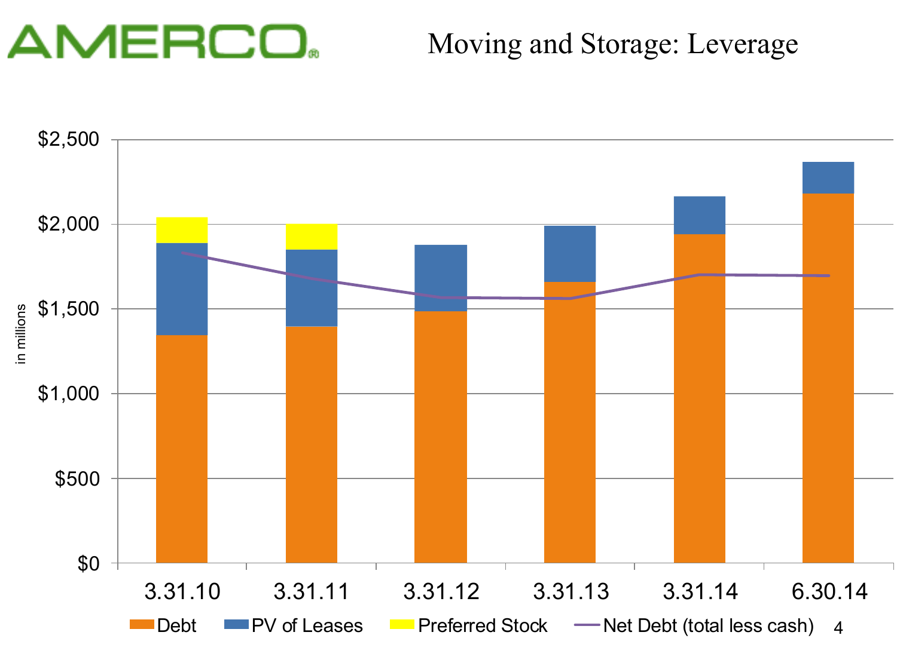# Moving and Storage: Leverage

in millions

$2,500
$2,000
$1,500
$1,000
$500
$0

3.31.10 | 3.31.11 | 3.31.12 | 3.31.13 | 3.31.14 | 6.30.14

Debt | PV of Leases | Preferred Stock | Net Debt (total less cash)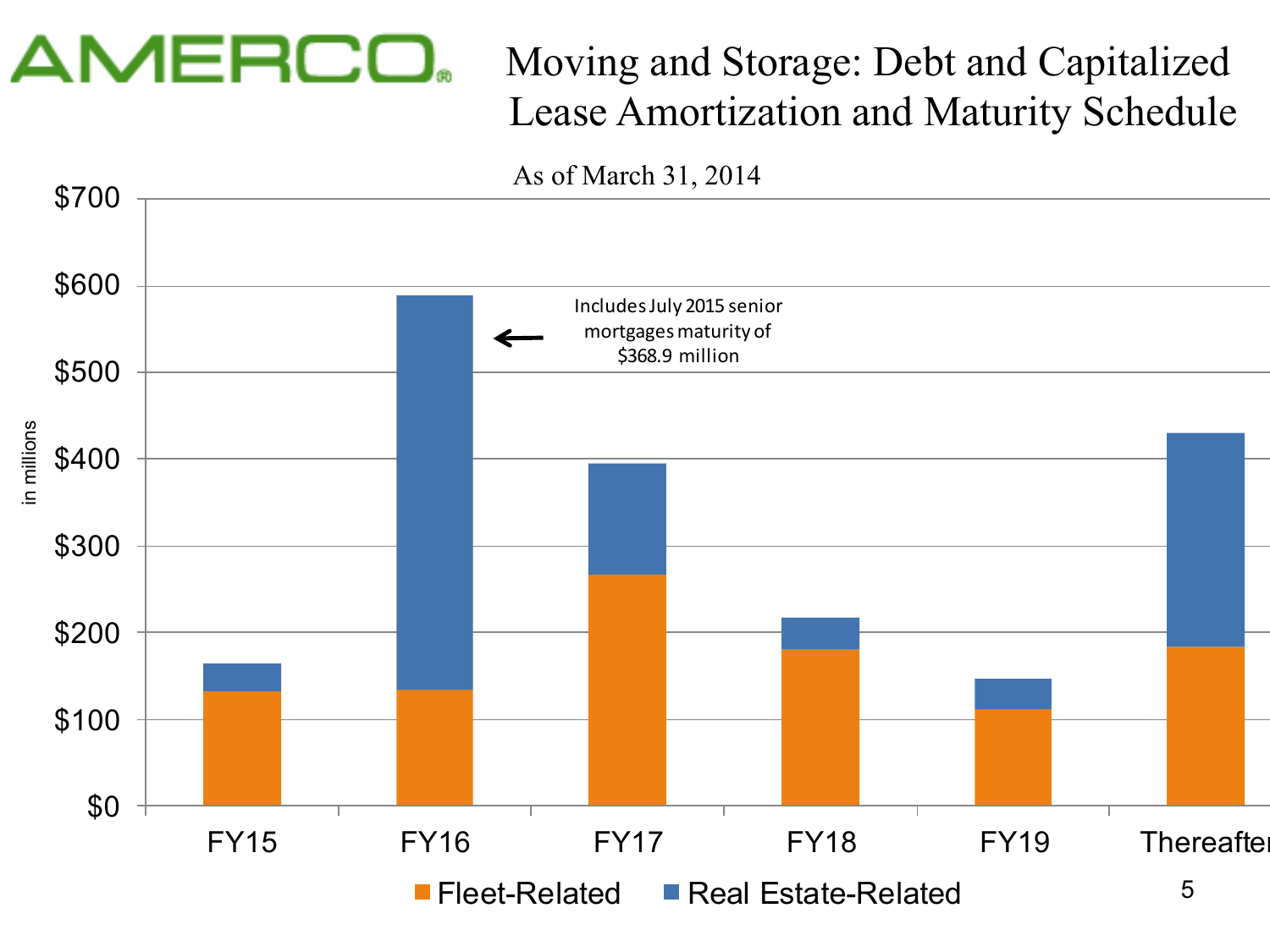# Moving and Storage: Debt and Capitalized Lease Amortization and Maturity Schedule

As of March 31, 2014

in millions

Includes July 2015 senior mortgages maturity of $368.9 million

$700
$600
$500
$400
$300
$200
$100
$0

FY15 FY16 FY17 FY18 FY19 Thereafter

Fleet-Related Real Estate-Related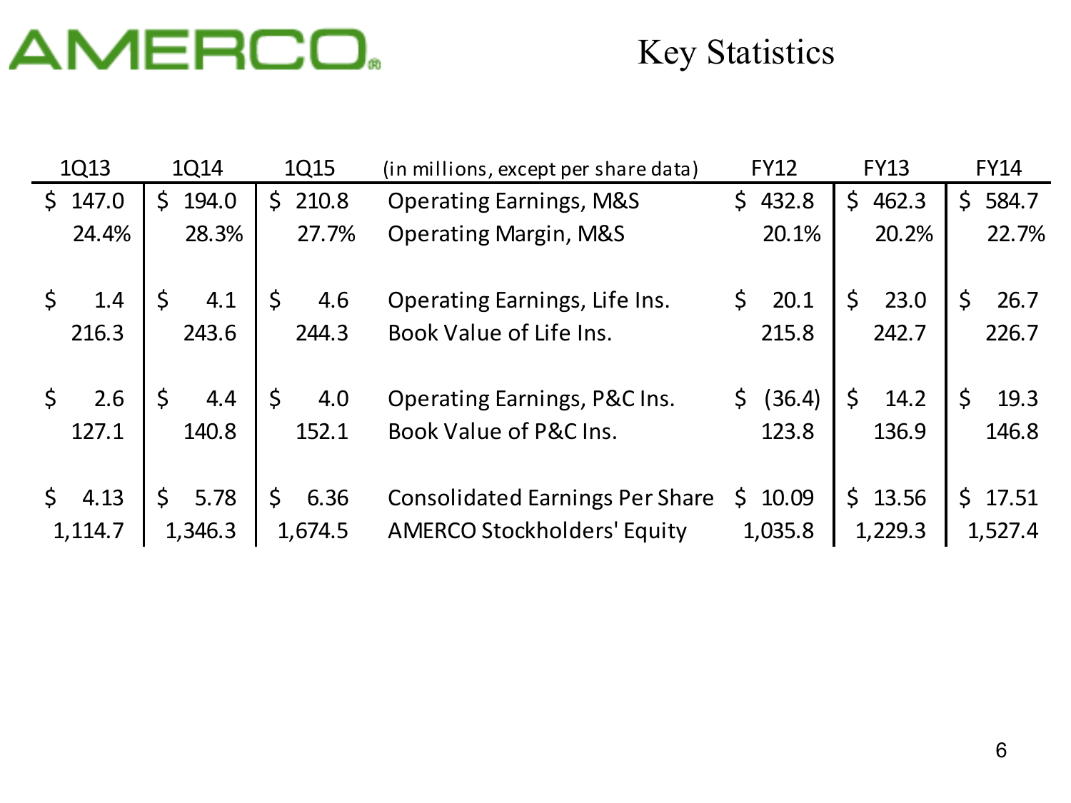AMERCO

# Key Statistics

| 1Q13 | 1Q14 | 1Q15 | (in millions, except per share data) | FY12 | FY13 | FY14 |
|---|---|---|---|---|---|---|
| $ 147.0 | $ 194.0 | $ 210.8 | Operating Earnings, M&S | $ 432.8 | $ 462.3 | $ 584.7 |
| 24.4% | 28.3% | 27.7% | Operating Margin, M&S | 20.1% | 20.2% | 22.7% |
| $ 1.4 | $ 4.1 | $ 4.6 | Operating Earnings, Life Ins. | $ 20.1 | $ 23.0 | $ 26.7 |
| 216.3 | 243.6 | 244.3 | Book Value of Life Ins. | 215.8 | 242.7 | 226.7 |
| $ 2.6 | $ 4.4 | $ 4.0 | Operating Earnings, P&C Ins. | $ (36.4) | $ 14.2 | $ 19.3 |
| 127.1 | 140.8 | 152.1 | Book Value of P&C Ins. | 123.8 | 136.9 | 146.8 |
| $ 4.13 | $ 5.78 | $ 6.36 | Consolidated Earnings Per Share | $ 10.09 | $ 13.56 | $ 17.51 |
| 1,114.7 | 1,346.3 | 1,674.5 | AMERCO Stockholders' Equity | 1,035.8 | 1,229.3 | 1,527.4 |